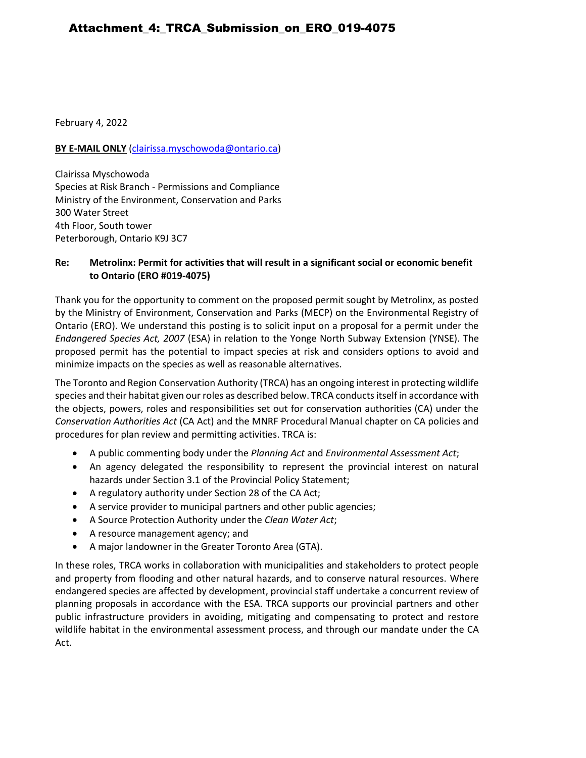# Attachment_4:_TRCA_Submission_on_ERO_019-4075

February 4, 2022

**BY E-MAIL ONLY** (clairissa.myschowoda@ontario.ca)

Clairissa Myschowoda
Species at Risk Branch - Permissions and Compliance
Ministry of the Environment, Conservation and Parks
300 Water Street
4th Floor, South tower
Peterborough, Ontario K9J 3C7

**Re: Metrolinx: Permit for activities that will result in a significant social or economic benefit to Ontario (ERO #019-4075)**

Thank you for the opportunity to comment on the proposed permit sought by Metrolinx, as posted by the Ministry of Environment, Conservation and Parks (MECP) on the Environmental Registry of Ontario (ERO). We understand this posting is to solicit input on a proposal for a permit under the *Endangered Species Act, 2007* (ESA) in relation to the Yonge North Subway Extension (YNSE). The proposed permit has the potential to impact species at risk and considers options to avoid and minimize impacts on the species as well as reasonable alternatives.

The Toronto and Region Conservation Authority (TRCA) has an ongoing interest in protecting wildlife species and their habitat given our roles as described below. TRCA conducts itself in accordance with the objects, powers, roles and responsibilities set out for conservation authorities (CA) under the *Conservation Authorities Act* (CA Act) and the MNRF Procedural Manual chapter on CA policies and procedures for plan review and permitting activities. TRCA is:

- A public commenting body under the *Planning Act* and *Environmental Assessment Act*;
- An agency delegated the responsibility to represent the provincial interest on natural hazards under Section 3.1 of the Provincial Policy Statement;
- A regulatory authority under Section 28 of the CA Act;
- A service provider to municipal partners and other public agencies;
- A Source Protection Authority under the *Clean Water Act*;
- A resource management agency; and
- A major landowner in the Greater Toronto Area (GTA).

In these roles, TRCA works in collaboration with municipalities and stakeholders to protect people and property from flooding and other natural hazards, and to conserve natural resources. Where endangered species are affected by development, provincial staff undertake a concurrent review of planning proposals in accordance with the ESA. TRCA supports our provincial partners and other public infrastructure providers in avoiding, mitigating and compensating to protect and restore wildlife habitat in the environmental assessment process, and through our mandate under the CA Act.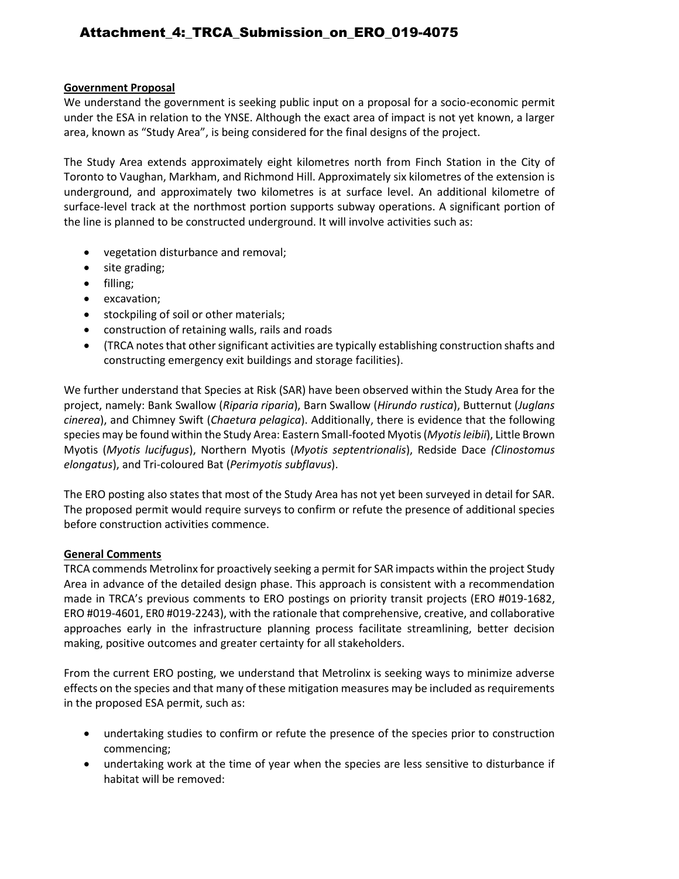**Government Proposal**

We understand the government is seeking public input on a proposal for a socio-economic permit under the ESA in relation to the YNSE. Although the exact area of impact is not yet known, a larger area, known as "Study Area", is being considered for the final designs of the project.

The Study Area extends approximately eight kilometres north from Finch Station in the City of Toronto to Vaughan, Markham, and Richmond Hill. Approximately six kilometres of the extension is underground, and approximately two kilometres is at surface level. An additional kilometre of surface-level track at the northmost portion supports subway operations. A significant portion of the line is planned to be constructed underground. It will involve activities such as:

- vegetation disturbance and removal;
- site grading;
- filling;
- excavation;
- stockpiling of soil or other materials;
- construction of retaining walls, rails and roads
- (TRCA notes that other significant activities are typically establishing construction shafts and constructing emergency exit buildings and storage facilities).

We further understand that Species at Risk (SAR) have been observed within the Study Area for the project, namely: Bank Swallow (*Riparia riparia*), Barn Swallow (*Hirundo rustica*), Butternut (*Juglans cinerea*), and Chimney Swift (*Chaetura pelagica*). Additionally, there is evidence that the following species may be found within the Study Area: Eastern Small-footed Myotis (*Myotis leibii*), Little Brown Myotis (*Myotis lucifugus*), Northern Myotis (*Myotis septentrionalis*), Redside Dace *(Clinostomus elongatus*), and Tri-coloured Bat (*Perimyotis subflavus*).

The ERO posting also states that most of the Study Area has not yet been surveyed in detail for SAR. The proposed permit would require surveys to confirm or refute the presence of additional species before construction activities commence.

**General Comments**

TRCA commends Metrolinx for proactively seeking a permit for SAR impacts within the project Study Area in advance of the detailed design phase. This approach is consistent with a recommendation made in TRCA's previous comments to ERO postings on priority transit projects (ERO #019-1682, ERO #019-4601, ER0 #019-2243), with the rationale that comprehensive, creative, and collaborative approaches early in the infrastructure planning process facilitate streamlining, better decision making, positive outcomes and greater certainty for all stakeholders.

From the current ERO posting, we understand that Metrolinx is seeking ways to minimize adverse effects on the species and that many of these mitigation measures may be included as requirements in the proposed ESA permit, such as:

- undertaking studies to confirm or refute the presence of the species prior to construction commencing;
- undertaking work at the time of year when the species are less sensitive to disturbance if habitat will be removed: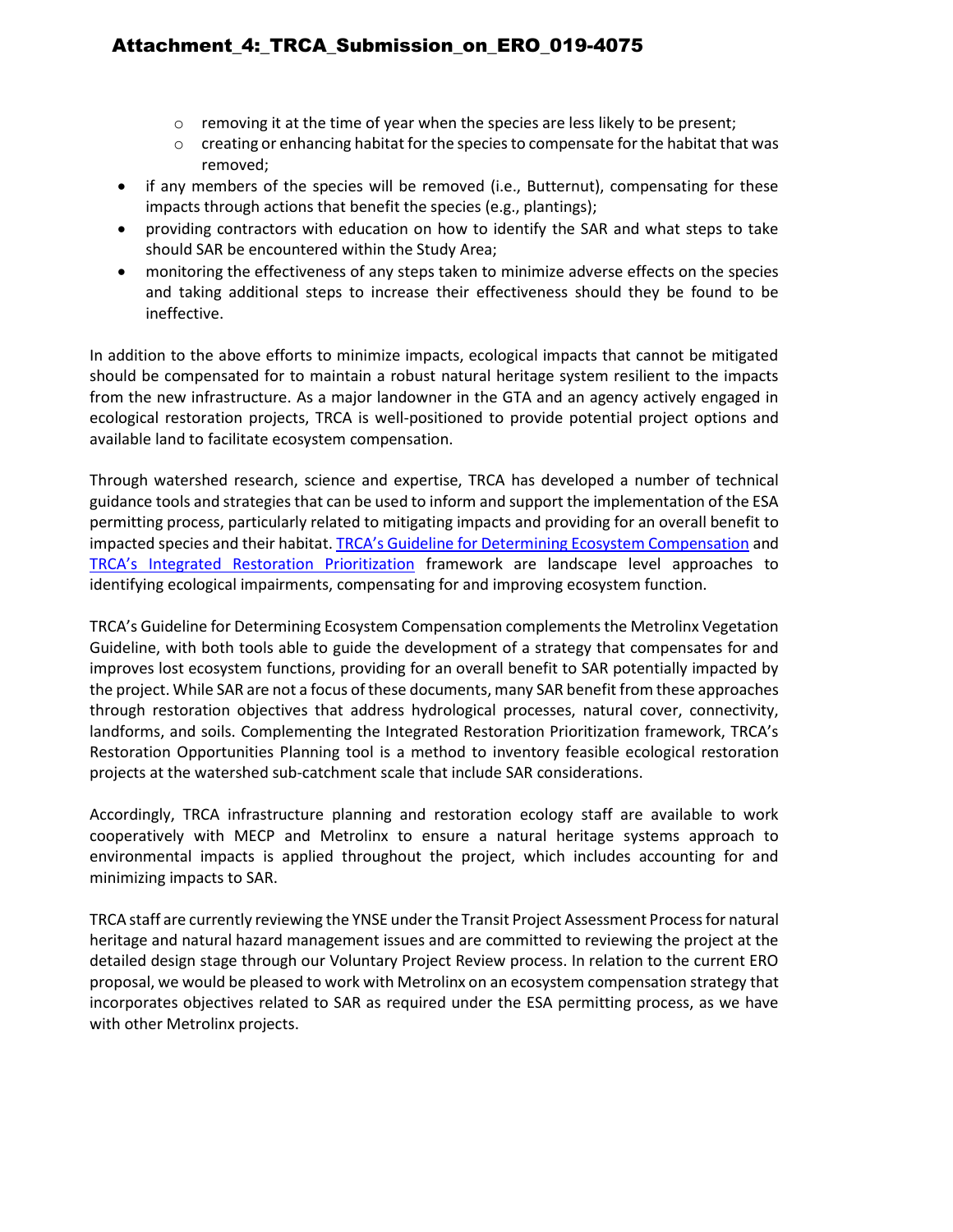- removing it at the time of year when the species are less likely to be present;
  - creating or enhancing habitat for the species to compensate for the habitat that was removed;
- if any members of the species will be removed (i.e., Butternut), compensating for these impacts through actions that benefit the species (e.g., plantings);
- providing contractors with education on how to identify the SAR and what steps to take should SAR be encountered within the Study Area;
- monitoring the effectiveness of any steps taken to minimize adverse effects on the species and taking additional steps to increase their effectiveness should they be found to be ineffective.

In addition to the above efforts to minimize impacts, ecological impacts that cannot be mitigated should be compensated for to maintain a robust natural heritage system resilient to the impacts from the new infrastructure. As a major landowner in the GTA and an agency actively engaged in ecological restoration projects, TRCA is well-positioned to provide potential project options and available land to facilitate ecosystem compensation.

Through watershed research, science and expertise, TRCA has developed a number of technical guidance tools and strategies that can be used to inform and support the implementation of the ESA permitting process, particularly related to mitigating impacts and providing for an overall benefit to impacted species and their habitat. TRCA's Guideline for Determining Ecosystem Compensation and TRCA's Integrated Restoration Prioritization framework are landscape level approaches to identifying ecological impairments, compensating for and improving ecosystem function.

TRCA's Guideline for Determining Ecosystem Compensation complements the Metrolinx Vegetation Guideline, with both tools able to guide the development of a strategy that compensates for and improves lost ecosystem functions, providing for an overall benefit to SAR potentially impacted by the project. While SAR are not a focus of these documents, many SAR benefit from these approaches through restoration objectives that address hydrological processes, natural cover, connectivity, landforms, and soils. Complementing the Integrated Restoration Prioritization framework, TRCA's Restoration Opportunities Planning tool is a method to inventory feasible ecological restoration projects at the watershed sub-catchment scale that include SAR considerations.

Accordingly, TRCA infrastructure planning and restoration ecology staff are available to work cooperatively with MECP and Metrolinx to ensure a natural heritage systems approach to environmental impacts is applied throughout the project, which includes accounting for and minimizing impacts to SAR.

TRCA staff are currently reviewing the YNSE under the Transit Project Assessment Process for natural heritage and natural hazard management issues and are committed to reviewing the project at the detailed design stage through our Voluntary Project Review process. In relation to the current ERO proposal, we would be pleased to work with Metrolinx on an ecosystem compensation strategy that incorporates objectives related to SAR as required under the ESA permitting process, as we have with other Metrolinx projects.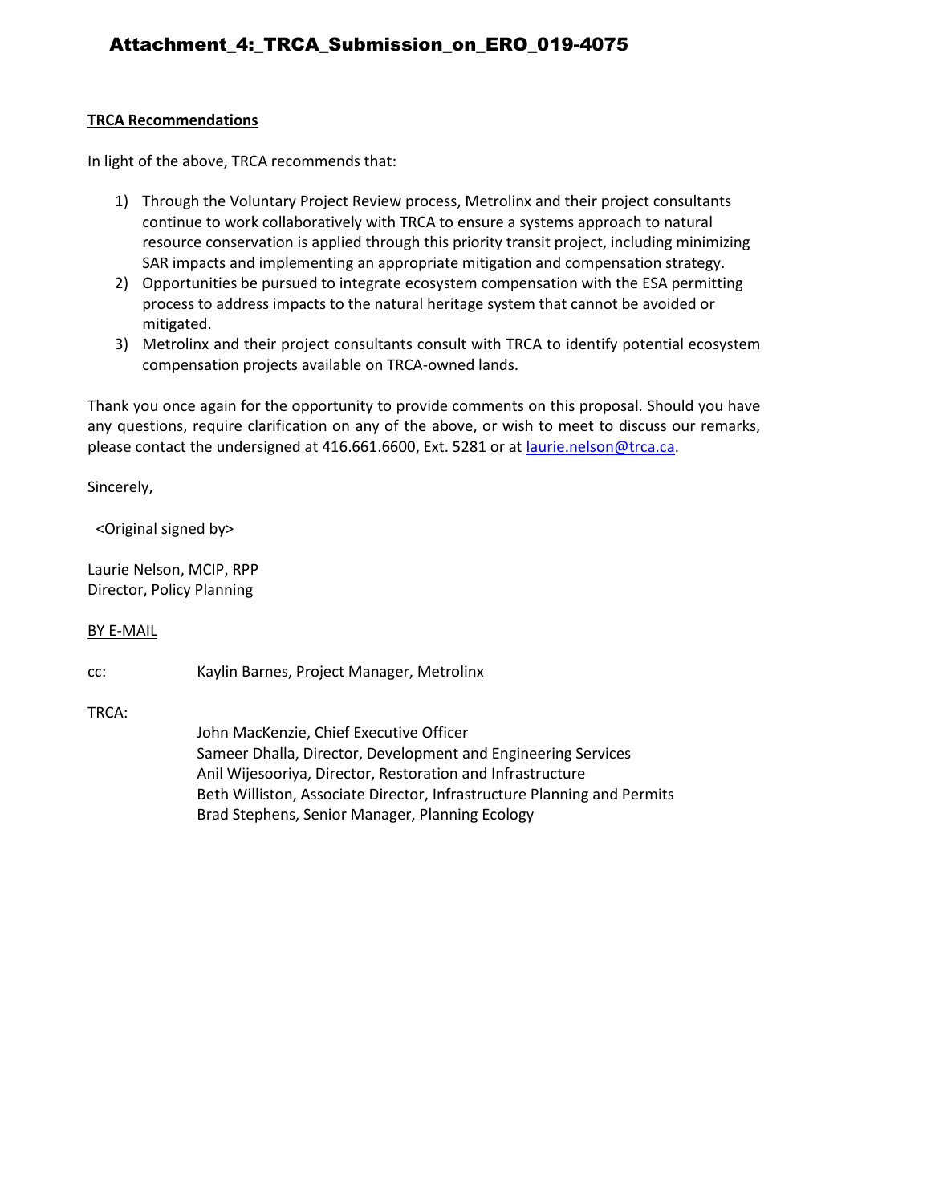**TRCA Recommendations**

In light of the above, TRCA recommends that:

1) Through the Voluntary Project Review process, Metrolinx and their project consultants continue to work collaboratively with TRCA to ensure a systems approach to natural resource conservation is applied through this priority transit project, including minimizing SAR impacts and implementing an appropriate mitigation and compensation strategy.
2) Opportunities be pursued to integrate ecosystem compensation with the ESA permitting process to address impacts to the natural heritage system that cannot be avoided or mitigated.
3) Metrolinx and their project consultants consult with TRCA to identify potential ecosystem compensation projects available on TRCA-owned lands.

Thank you once again for the opportunity to provide comments on this proposal. Should you have any questions, require clarification on any of the above, or wish to meet to discuss our remarks, please contact the undersigned at 416.661.6600, Ext. 5281 or at laurie.nelson@trca.ca.

Sincerely,

<Original signed by>

Laurie Nelson, MCIP, RPP
Director, Policy Planning

BY E-MAIL

cc: Kaylin Barnes, Project Manager, Metrolinx

TRCA:
John MacKenzie, Chief Executive Officer
Sameer Dhalla, Director, Development and Engineering Services
Anil Wijesooriya, Director, Restoration and Infrastructure
Beth Williston, Associate Director, Infrastructure Planning and Permits
Brad Stephens, Senior Manager, Planning Ecology